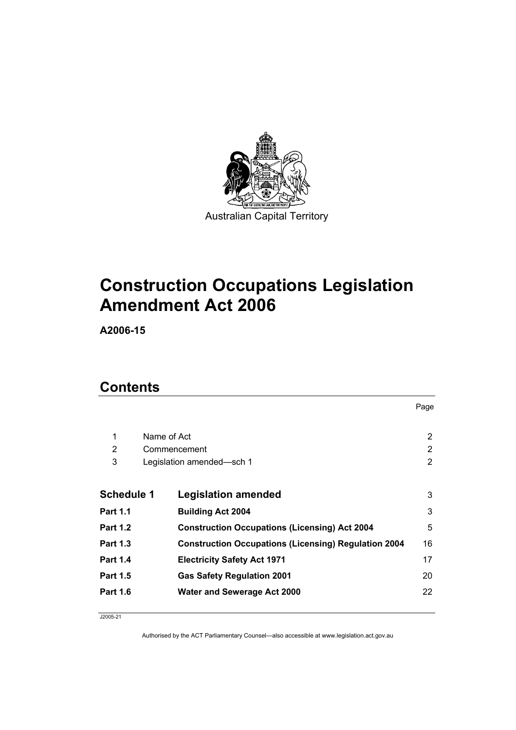Australian Capital Territory

# Construction Occupations Legislation Amendment Act 2006

**A2006-15**

## Contents

| | | Page |
|---|---|---|
| 1 | Name of Act | 2 |
| 2 | Commencement | 2 |
| 3 | Legislation amended—sch 1 | 2 |
| **Schedule 1** | **Legislation amended** | 3 |
| **Part 1.1** | **Building Act 2004** | 3 |
| **Part 1.2** | **Construction Occupations (Licensing) Act 2004** | 5 |
| **Part 1.3** | **Construction Occupations (Licensing) Regulation 2004** | 16 |
| **Part 1.4** | **Electricity Safety Act 1971** | 17 |
| **Part 1.5** | **Gas Safety Regulation 2001** | 20 |
| **Part 1.6** | **Water and Sewerage Act 2000** | 22 |

J2005-21

Authorised by the ACT Parliamentary Counsel—also accessible at www.legislation.act.gov.au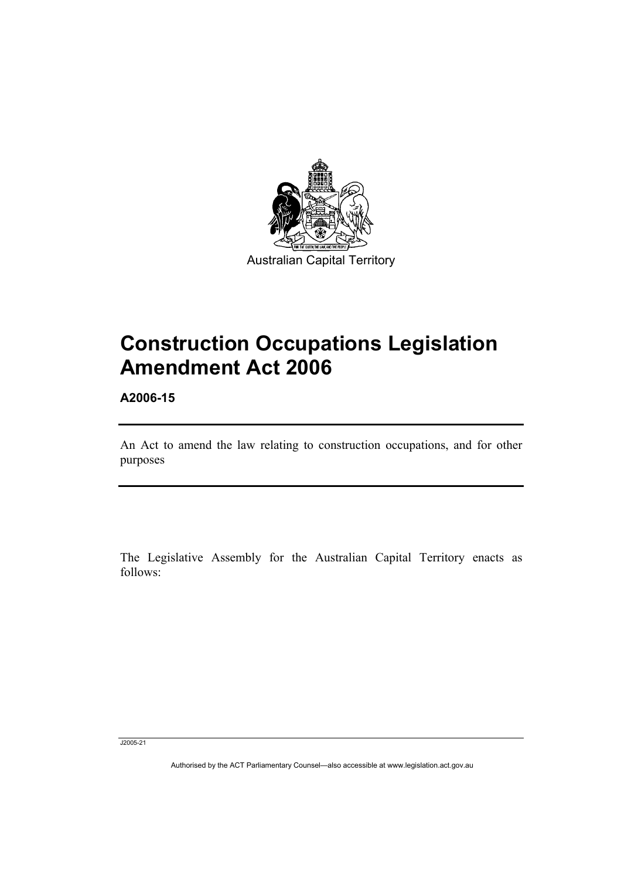Australian Capital Territory

# Construction Occupations Legislation Amendment Act 2006

**A2006-15**

An Act to amend the law relating to construction occupations, and for other purposes

The Legislative Assembly for the Australian Capital Territory enacts as follows: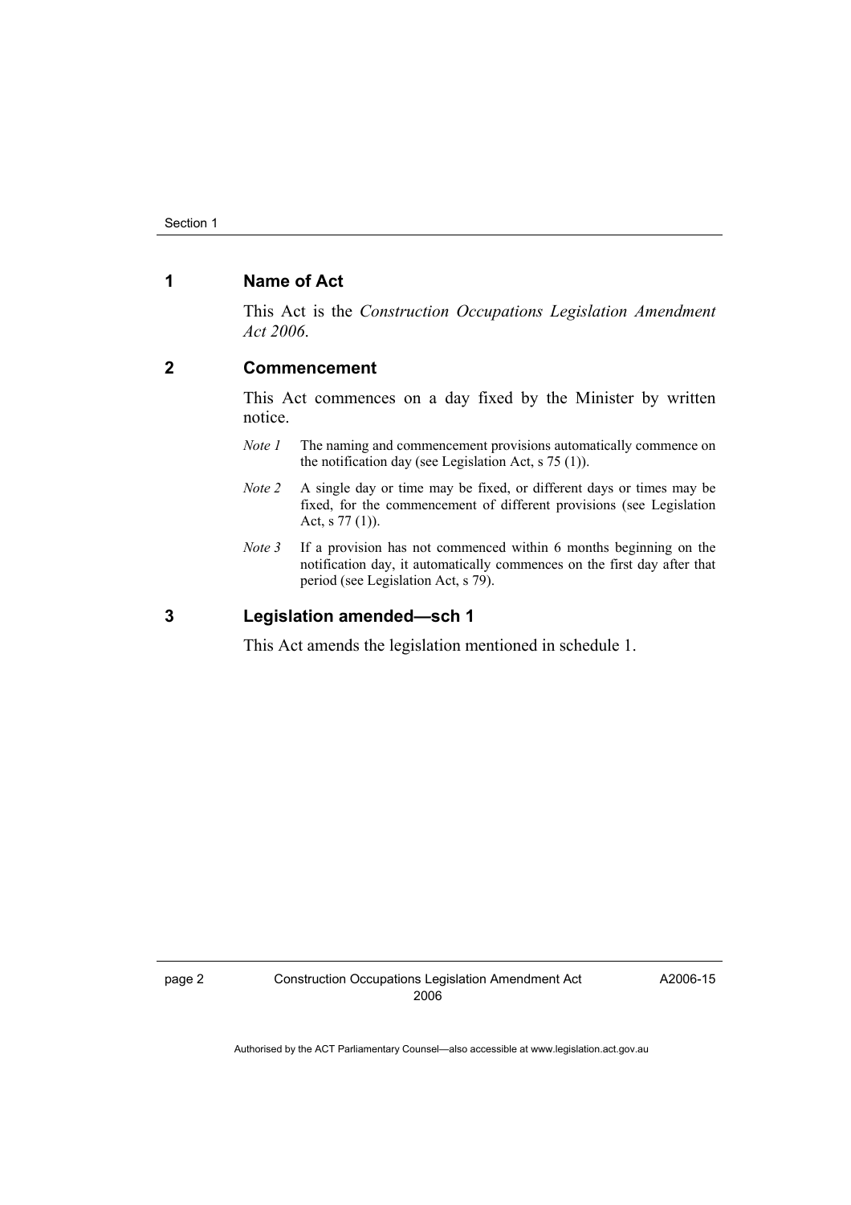## 1 Name of Act

This Act is the *Construction Occupations Legislation Amendment Act 2006*.

## 2 Commencement

This Act commences on a day fixed by the Minister by written notice.

*Note 1* The naming and commencement provisions automatically commence on the notification day (see Legislation Act, s 75 (1)).

*Note 2* A single day or time may be fixed, or different days or times may be fixed, for the commencement of different provisions (see Legislation Act, s 77 (1)).

*Note 3* If a provision has not commenced within 6 months beginning on the notification day, it automatically commences on the first day after that period (see Legislation Act, s 79).

## 3 Legislation amended—sch 1

This Act amends the legislation mentioned in schedule 1.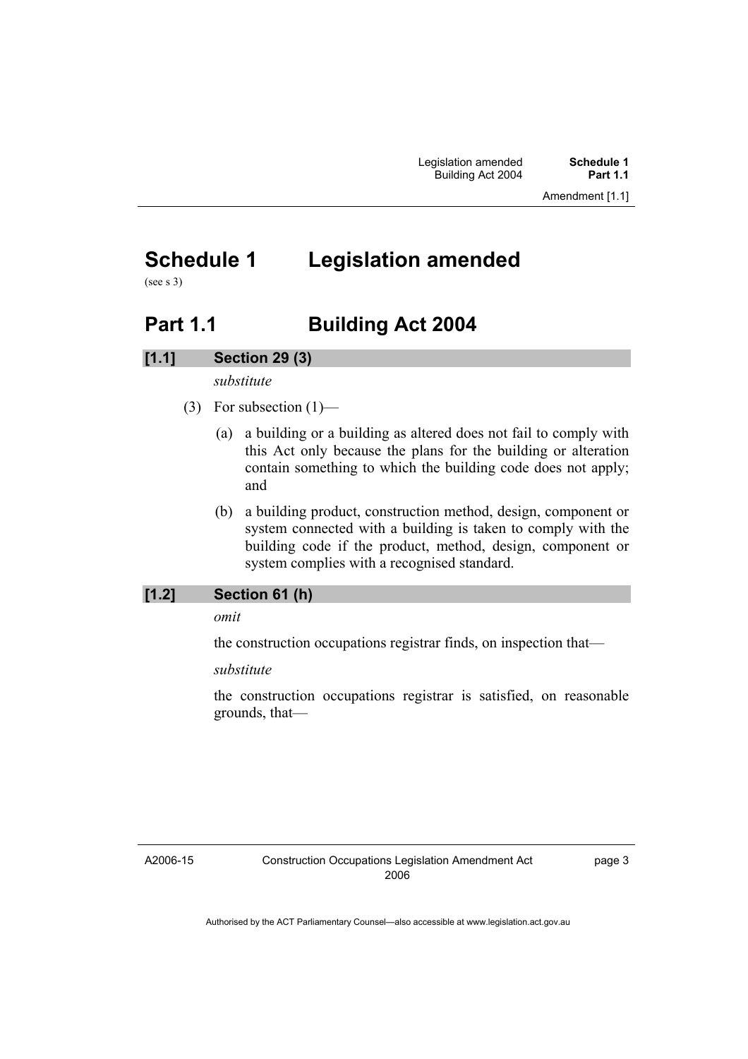# Schedule 1 Legislation amended

(see s 3)

## Part 1.1 Building Act 2004

### [1.1] Section 29 (3)

*substitute*

(3) For subsection (1)—

(a) a building or a building as altered does not fail to comply with this Act only because the plans for the building or alteration contain something to which the building code does not apply; and

(b) a building product, construction method, design, component or system connected with a building is taken to comply with the building code if the product, method, design, component or system complies with a recognised standard.

### [1.2] Section 61 (h)

*omit*

the construction occupations registrar finds, on inspection that—

*substitute*

the construction occupations registrar is satisfied, on reasonable grounds, that—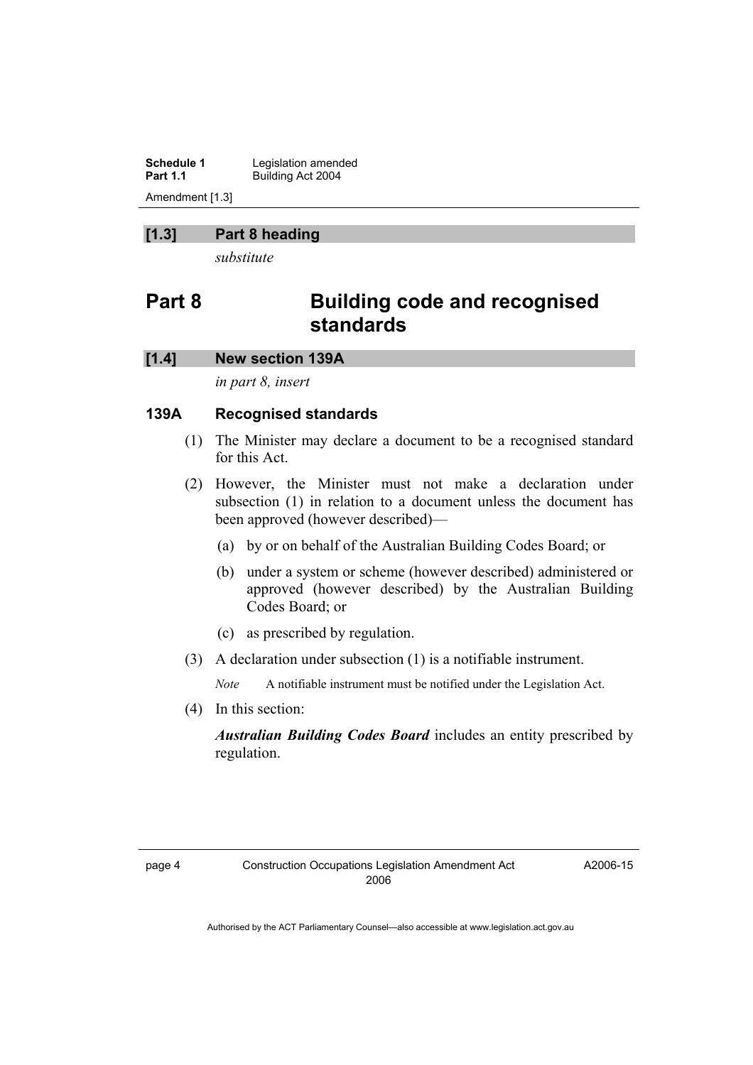## [1.3] Part 8 heading

*substitute*

# Part 8 Building code and recognised standards

## [1.4] New section 139A

*in part 8, insert*

### 139A Recognised standards

(1) The Minister may declare a document to be a recognised standard for this Act.

(2) However, the Minister must not make a declaration under subsection (1) in relation to a document unless the document has been approved (however described)—

(a) by or on behalf of the Australian Building Codes Board; or

(b) under a system or scheme (however described) administered or approved (however described) by the Australian Building Codes Board; or

(c) as prescribed by regulation.

(3) A declaration under subsection (1) is a notifiable instrument.

*Note* A notifiable instrument must be notified under the Legislation Act.

(4) In this section:

***Australian Building Codes Board*** includes an entity prescribed by regulation.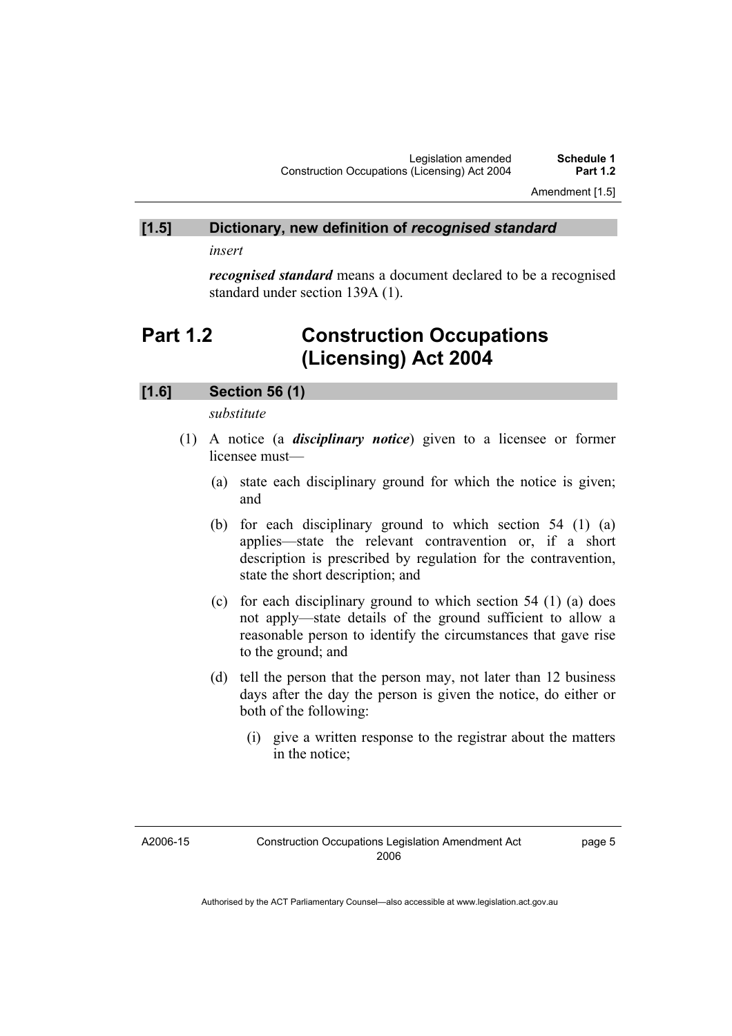### [1.5] Dictionary, new definition of *recognised standard*

*insert*

***recognised standard*** means a document declared to be a recognised standard under section 139A (1).

## Part 1.2 Construction Occupations (Licensing) Act 2004

### [1.6] Section 56 (1)

*substitute*

(1) A notice (a ***disciplinary notice***) given to a licensee or former licensee must—

- (a) state each disciplinary ground for which the notice is given; and
- (b) for each disciplinary ground to which section 54 (1) (a) applies—state the relevant contravention or, if a short description is prescribed by regulation for the contravention, state the short description; and
- (c) for each disciplinary ground to which section 54 (1) (a) does not apply—state details of the ground sufficient to allow a reasonable person to identify the circumstances that gave rise to the ground; and
- (d) tell the person that the person may, not later than 12 business days after the day the person is given the notice, do either or both of the following:
  - (i) give a written response to the registrar about the matters in the notice;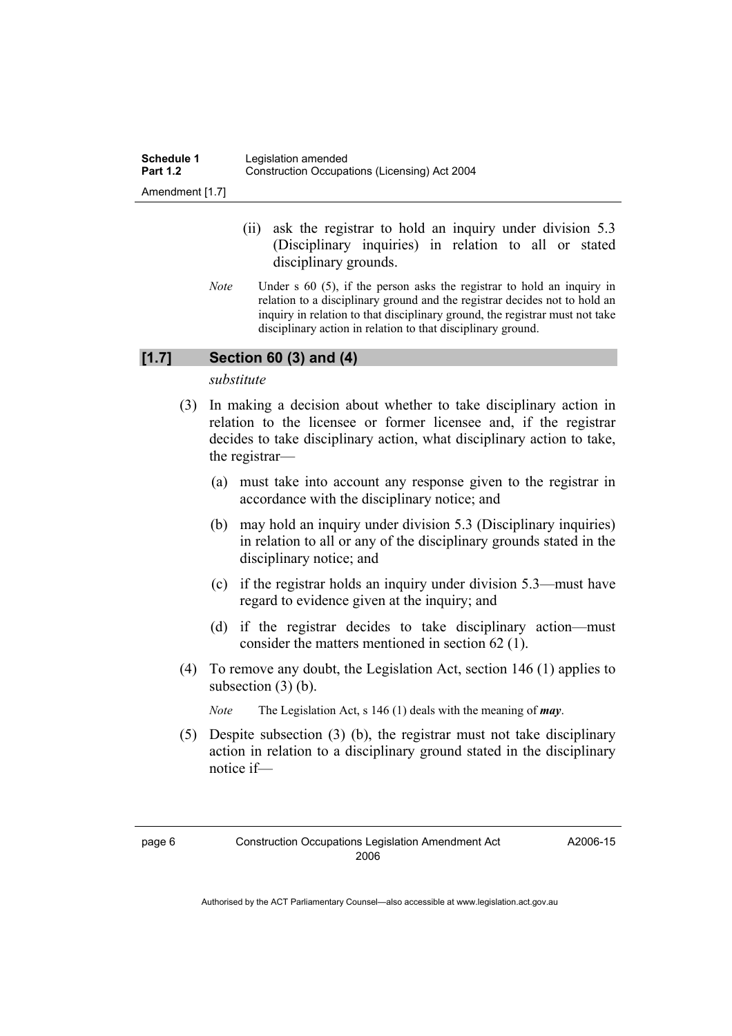(ii) ask the registrar to hold an inquiry under division 5.3 (Disciplinary inquiries) in relation to all or stated disciplinary grounds.

*Note* Under s 60 (5), if the person asks the registrar to hold an inquiry in relation to a disciplinary ground and the registrar decides not to hold an inquiry in relation to that disciplinary ground, the registrar must not take disciplinary action in relation to that disciplinary ground.

## [1.7] Section 60 (3) and (4)

*substitute*

(3) In making a decision about whether to take disciplinary action in relation to the licensee or former licensee and, if the registrar decides to take disciplinary action, what disciplinary action to take, the registrar—

(a) must take into account any response given to the registrar in accordance with the disciplinary notice; and

(b) may hold an inquiry under division 5.3 (Disciplinary inquiries) in relation to all or any of the disciplinary grounds stated in the disciplinary notice; and

(c) if the registrar holds an inquiry under division 5.3—must have regard to evidence given at the inquiry; and

(d) if the registrar decides to take disciplinary action—must consider the matters mentioned in section 62 (1).

(4) To remove any doubt, the Legislation Act, section 146 (1) applies to subsection (3) (b).

*Note* The Legislation Act, s 146 (1) deals with the meaning of ***may***.

(5) Despite subsection (3) (b), the registrar must not take disciplinary action in relation to a disciplinary ground stated in the disciplinary notice if—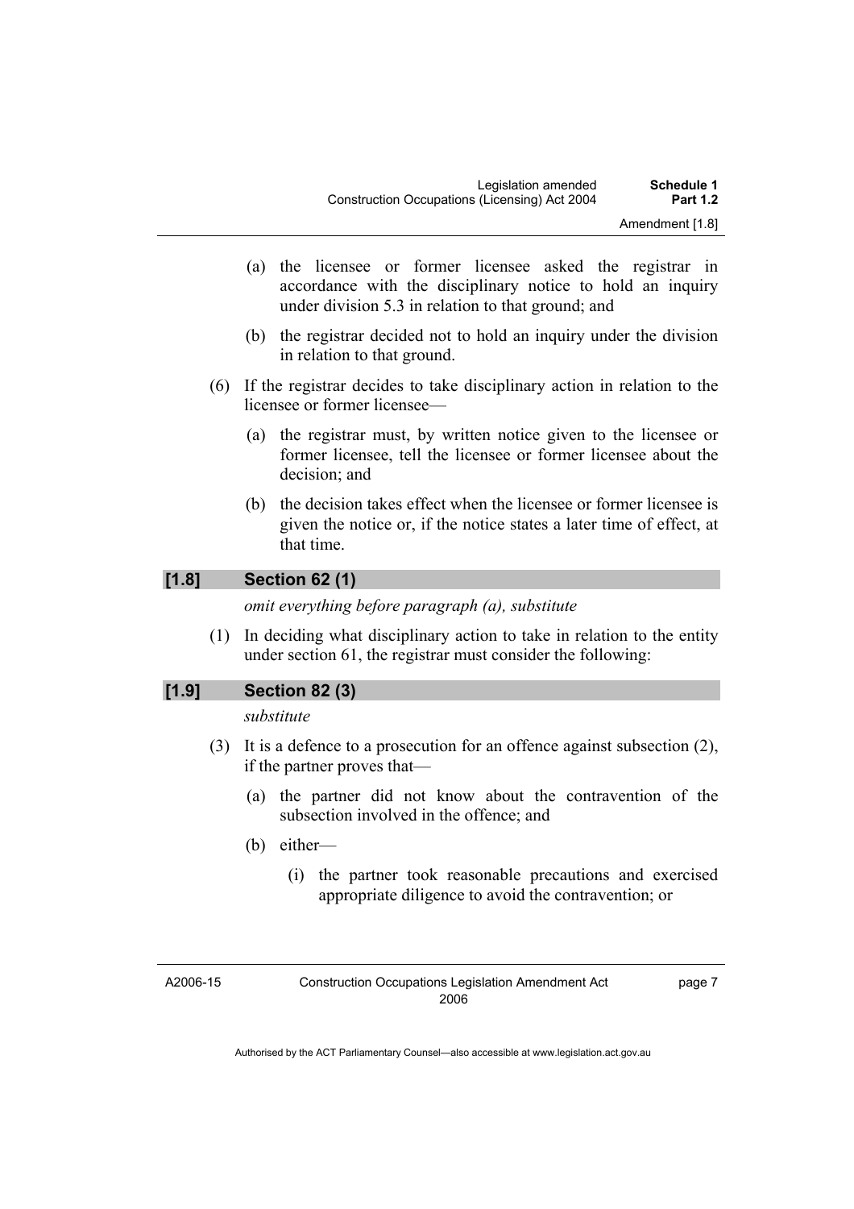(a) the licensee or former licensee asked the registrar in accordance with the disciplinary notice to hold an inquiry under division 5.3 in relation to that ground; and

(b) the registrar decided not to hold an inquiry under the division in relation to that ground.

(6) If the registrar decides to take disciplinary action in relation to the licensee or former licensee—

(a) the registrar must, by written notice given to the licensee or former licensee, tell the licensee or former licensee about the decision; and

(b) the decision takes effect when the licensee or former licensee is given the notice or, if the notice states a later time of effect, at that time.

## [1.8] Section 62 (1)

*omit everything before paragraph (a), substitute*

(1) In deciding what disciplinary action to take in relation to the entity under section 61, the registrar must consider the following:

## [1.9] Section 82 (3)

*substitute*

(3) It is a defence to a prosecution for an offence against subsection (2), if the partner proves that—

(a) the partner did not know about the contravention of the subsection involved in the offence; and

(b) either—

(i) the partner took reasonable precautions and exercised appropriate diligence to avoid the contravention; or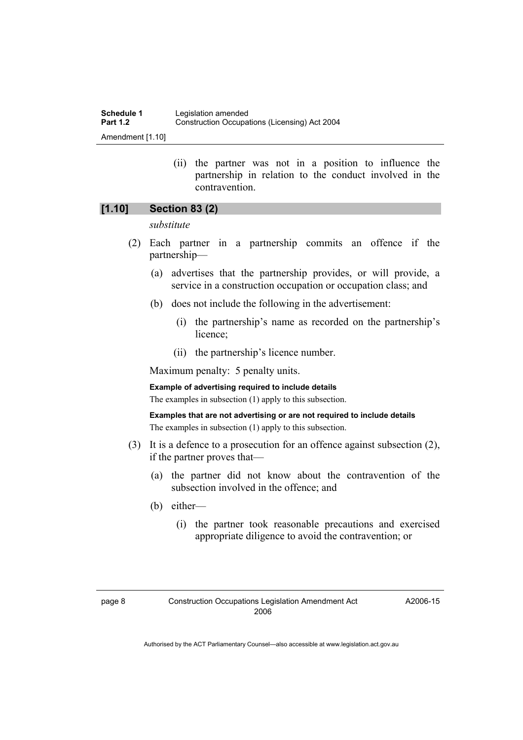(ii) the partner was not in a position to influence the partnership in relation to the conduct involved in the contravention.

## [1.10] Section 83 (2)

*substitute*

(2) Each partner in a partnership commits an offence if the partnership—

(a) advertises that the partnership provides, or will provide, a service in a construction occupation or occupation class; and

(b) does not include the following in the advertisement:

(i) the partnership's name as recorded on the partnership's licence;

(ii) the partnership's licence number.

Maximum penalty: 5 penalty units.

**Example of advertising required to include details**

The examples in subsection (1) apply to this subsection.

**Examples that are not advertising or are not required to include details**

The examples in subsection (1) apply to this subsection.

(3) It is a defence to a prosecution for an offence against subsection (2), if the partner proves that—

(a) the partner did not know about the contravention of the subsection involved in the offence; and

(b) either—

(i) the partner took reasonable precautions and exercised appropriate diligence to avoid the contravention; or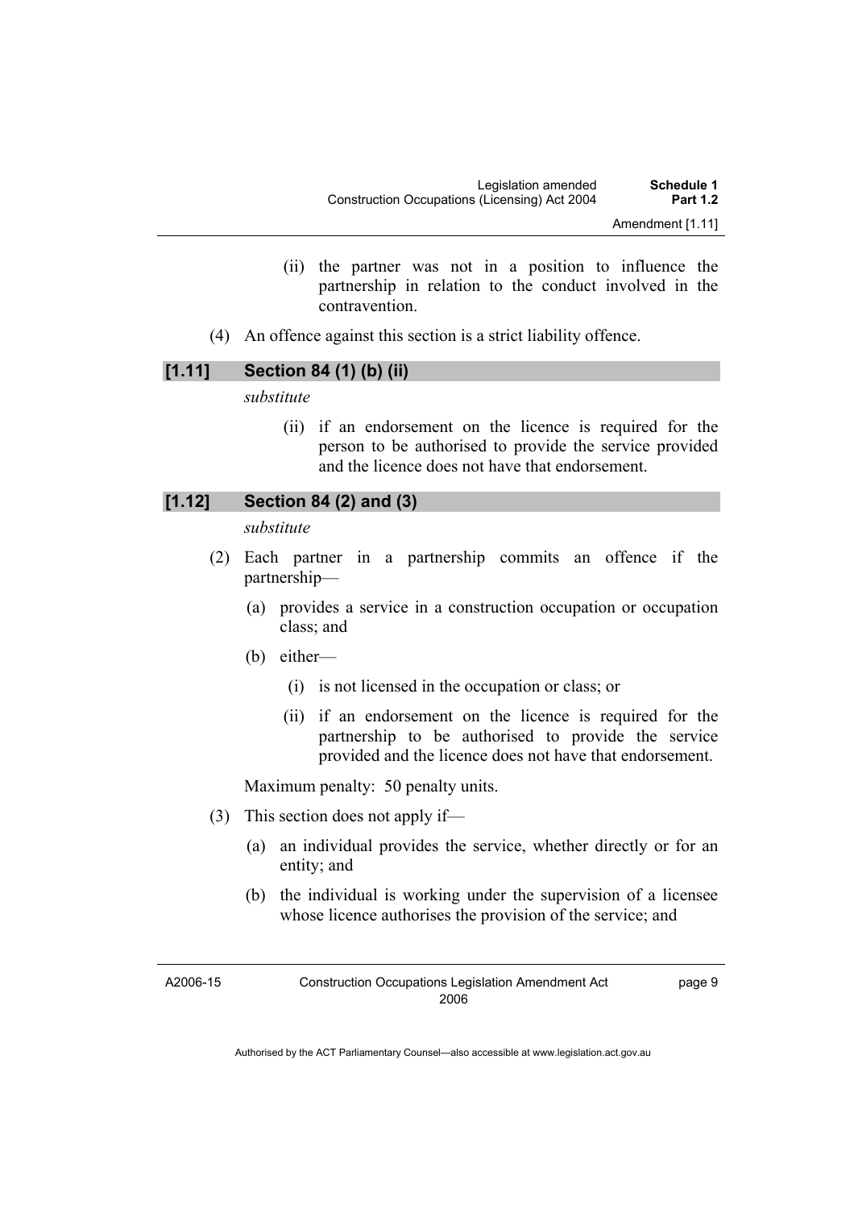(ii) the partner was not in a position to influence the partnership in relation to the conduct involved in the contravention.

(4) An offence against this section is a strict liability offence.

### [1.11] Section 84 (1) (b) (ii)

*substitute*

(ii) if an endorsement on the licence is required for the person to be authorised to provide the service provided and the licence does not have that endorsement.

### [1.12] Section 84 (2) and (3)

*substitute*

(2) Each partner in a partnership commits an offence if the partnership—

(a) provides a service in a construction occupation or occupation class; and

(b) either—

(i) is not licensed in the occupation or class; or

(ii) if an endorsement on the licence is required for the partnership to be authorised to provide the service provided and the licence does not have that endorsement.

Maximum penalty: 50 penalty units.

(3) This section does not apply if—

(a) an individual provides the service, whether directly or for an entity; and

(b) the individual is working under the supervision of a licensee whose licence authorises the provision of the service; and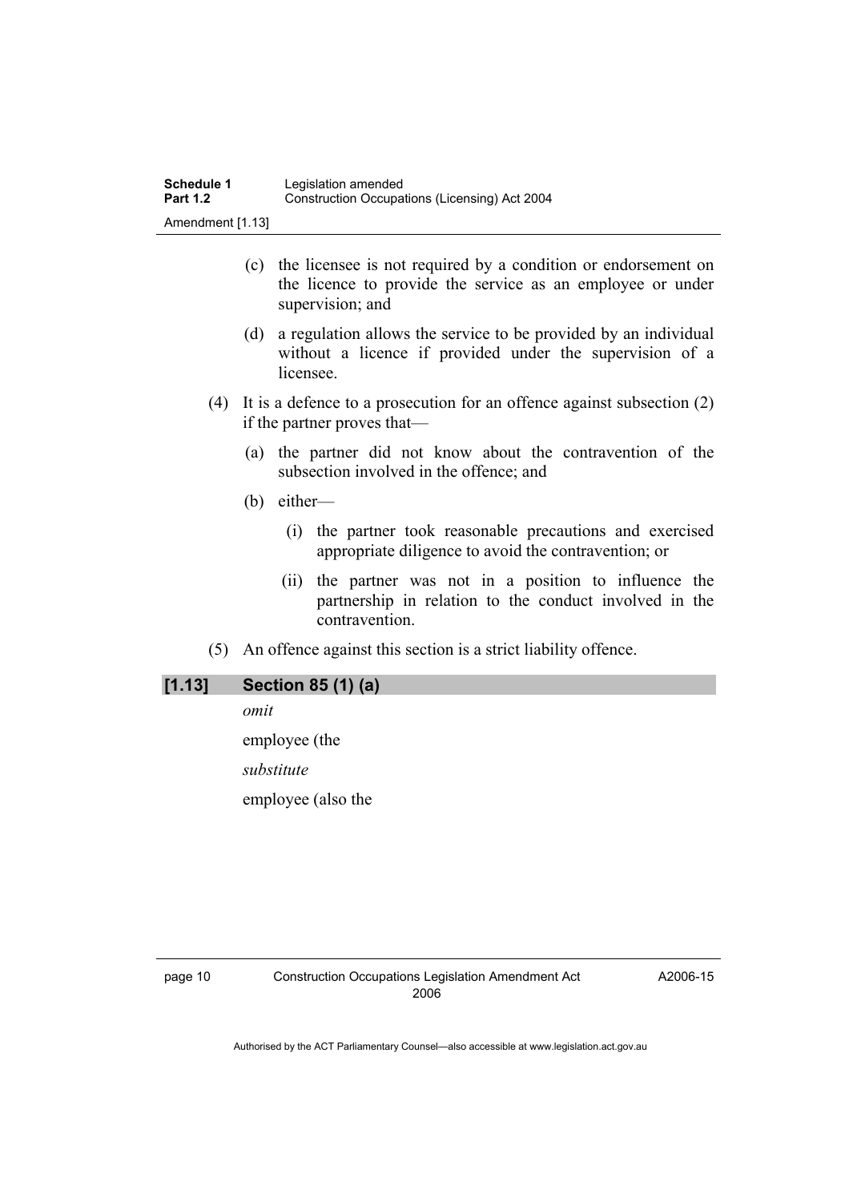(c) the licensee is not required by a condition or endorsement on the licence to provide the service as an employee or under supervision; and

(d) a regulation allows the service to be provided by an individual without a licence if provided under the supervision of a licensee.

(4) It is a defence to a prosecution for an offence against subsection (2) if the partner proves that—

(a) the partner did not know about the contravention of the subsection involved in the offence; and

(b) either—

(i) the partner took reasonable precautions and exercised appropriate diligence to avoid the contravention; or

(ii) the partner was not in a position to influence the partnership in relation to the conduct involved in the contravention.

(5) An offence against this section is a strict liability offence.

### [1.13] Section 85 (1) (a)

*omit*

employee (the

*substitute*

employee (also the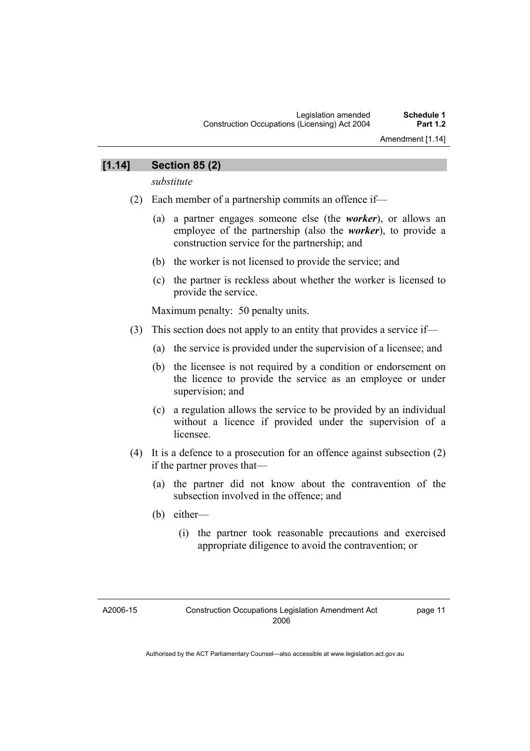## [1.14] Section 85 (2)

*substitute*

(2) Each member of a partnership commits an offence if—

(a) a partner engages someone else (the ***worker***), or allows an employee of the partnership (also the ***worker***), to provide a construction service for the partnership; and

(b) the worker is not licensed to provide the service; and

(c) the partner is reckless about whether the worker is licensed to provide the service.

Maximum penalty: 50 penalty units.

(3) This section does not apply to an entity that provides a service if—

(a) the service is provided under the supervision of a licensee; and

(b) the licensee is not required by a condition or endorsement on the licence to provide the service as an employee or under supervision; and

(c) a regulation allows the service to be provided by an individual without a licence if provided under the supervision of a licensee.

(4) It is a defence to a prosecution for an offence against subsection (2) if the partner proves that—

(a) the partner did not know about the contravention of the subsection involved in the offence; and

(b) either—

(i) the partner took reasonable precautions and exercised appropriate diligence to avoid the contravention; or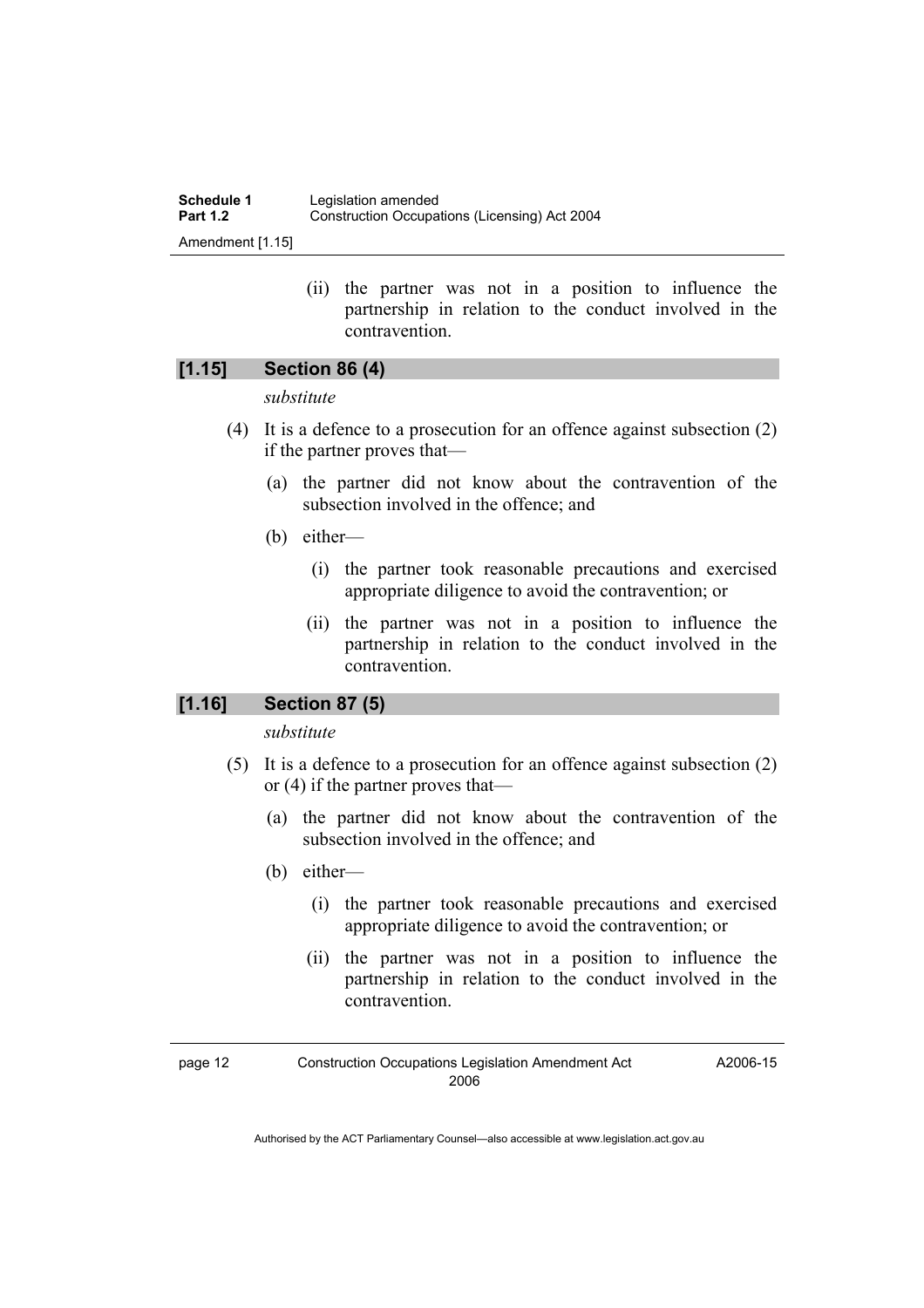(ii) the partner was not in a position to influence the partnership in relation to the conduct involved in the contravention.

### [1.15] Section 86 (4)

*substitute*

(4) It is a defence to a prosecution for an offence against subsection (2) if the partner proves that—

(a) the partner did not know about the contravention of the subsection involved in the offence; and

(b) either—

(i) the partner took reasonable precautions and exercised appropriate diligence to avoid the contravention; or

(ii) the partner was not in a position to influence the partnership in relation to the conduct involved in the contravention.

### [1.16] Section 87 (5)

*substitute*

(5) It is a defence to a prosecution for an offence against subsection (2) or (4) if the partner proves that—

(a) the partner did not know about the contravention of the subsection involved in the offence; and

(b) either—

(i) the partner took reasonable precautions and exercised appropriate diligence to avoid the contravention; or

(ii) the partner was not in a position to influence the partnership in relation to the conduct involved in the contravention.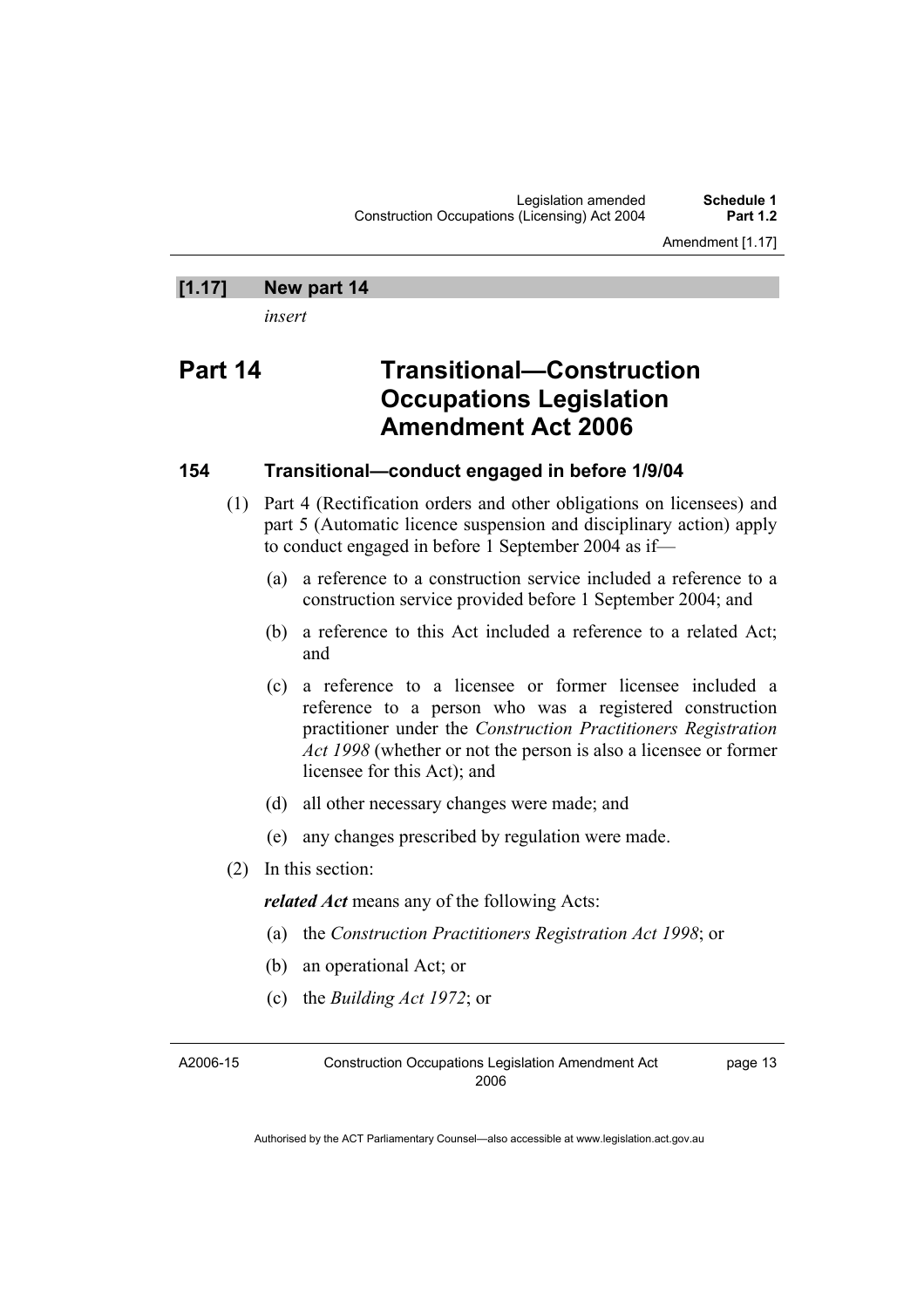## [1.17] New part 14

*insert*

# Part 14 Transitional—Construction Occupations Legislation Amendment Act 2006

### 154 Transitional—conduct engaged in before 1/9/04

(1) Part 4 (Rectification orders and other obligations on licensees) and part 5 (Automatic licence suspension and disciplinary action) apply to conduct engaged in before 1 September 2004 as if—

- (a) a reference to a construction service included a reference to a construction service provided before 1 September 2004; and
- (b) a reference to this Act included a reference to a related Act; and
- (c) a reference to a licensee or former licensee included a reference to a person who was a registered construction practitioner under the *Construction Practitioners Registration Act 1998* (whether or not the person is also a licensee or former licensee for this Act); and
- (d) all other necessary changes were made; and
- (e) any changes prescribed by regulation were made.

(2) In this section:

***related Act*** means any of the following Acts:

- (a) the *Construction Practitioners Registration Act 1998*; or
- (b) an operational Act; or
- (c) the *Building Act 1972*; or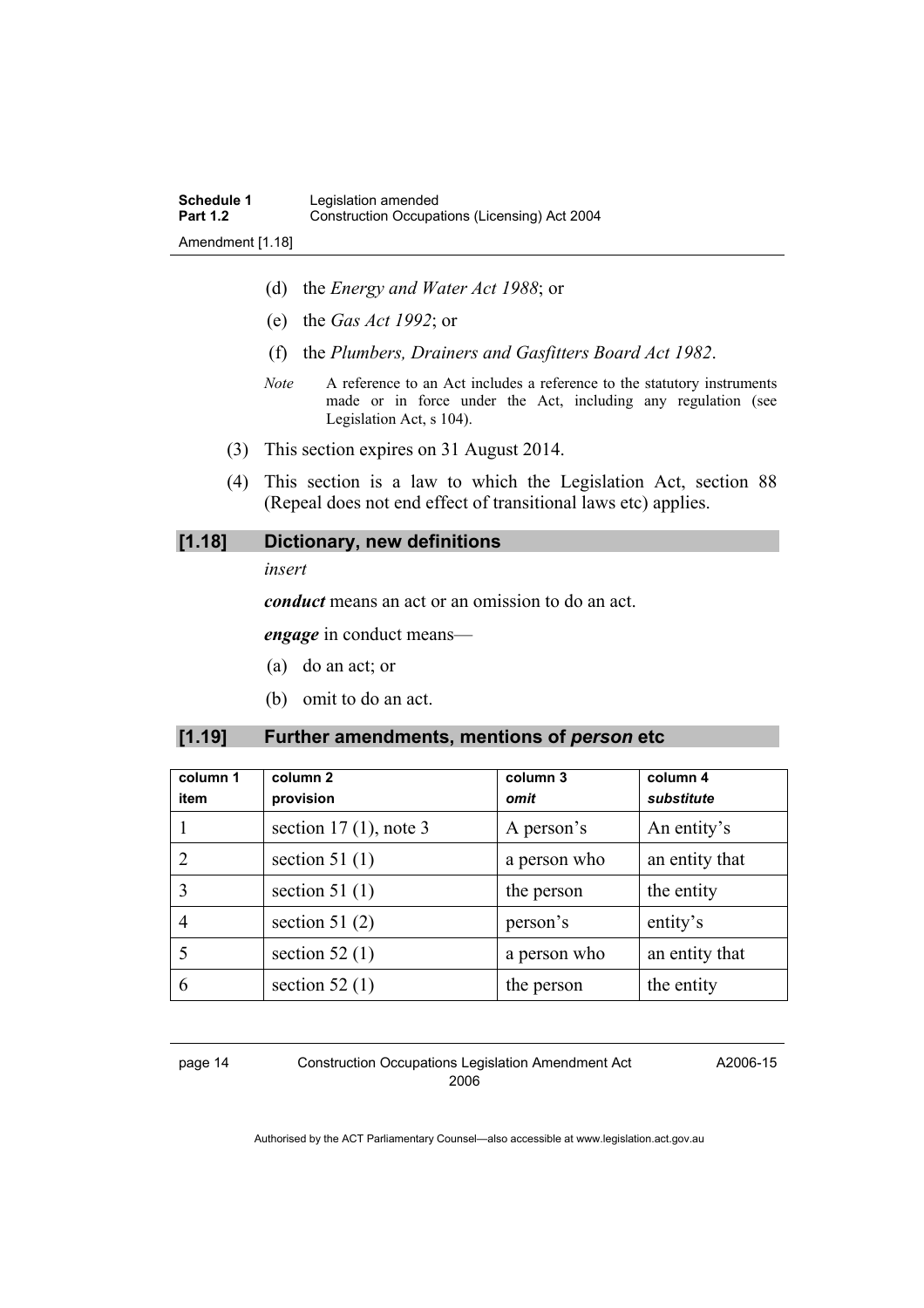(d) the *Energy and Water Act 1988*; or

(e) the *Gas Act 1992*; or

(f) the *Plumbers, Drainers and Gasfitters Board Act 1982*.

*Note* A reference to an Act includes a reference to the statutory instruments made or in force under the Act, including any regulation (see Legislation Act, s 104).

(3) This section expires on 31 August 2014.

(4) This section is a law to which the Legislation Act, section 88 (Repeal does not end effect of transitional laws etc) applies.

### [1.18] Dictionary, new definitions

*insert*

***conduct*** means an act or an omission to do an act.

***engage*** in conduct means—

(a) do an act; or

(b) omit to do an act.

### [1.19] Further amendments, mentions of *person* etc

| column 1 item | column 2 provision | column 3 *omit* | column 4 *substitute* |
|---|---|---|---|
| 1 | section 17 (1), note 3 | A person's | An entity's |
| 2 | section 51 (1) | a person who | an entity that |
| 3 | section 51 (1) | the person | the entity |
| 4 | section 51 (2) | person's | entity's |
| 5 | section 52 (1) | a person who | an entity that |
| 6 | section 52 (1) | the person | the entity |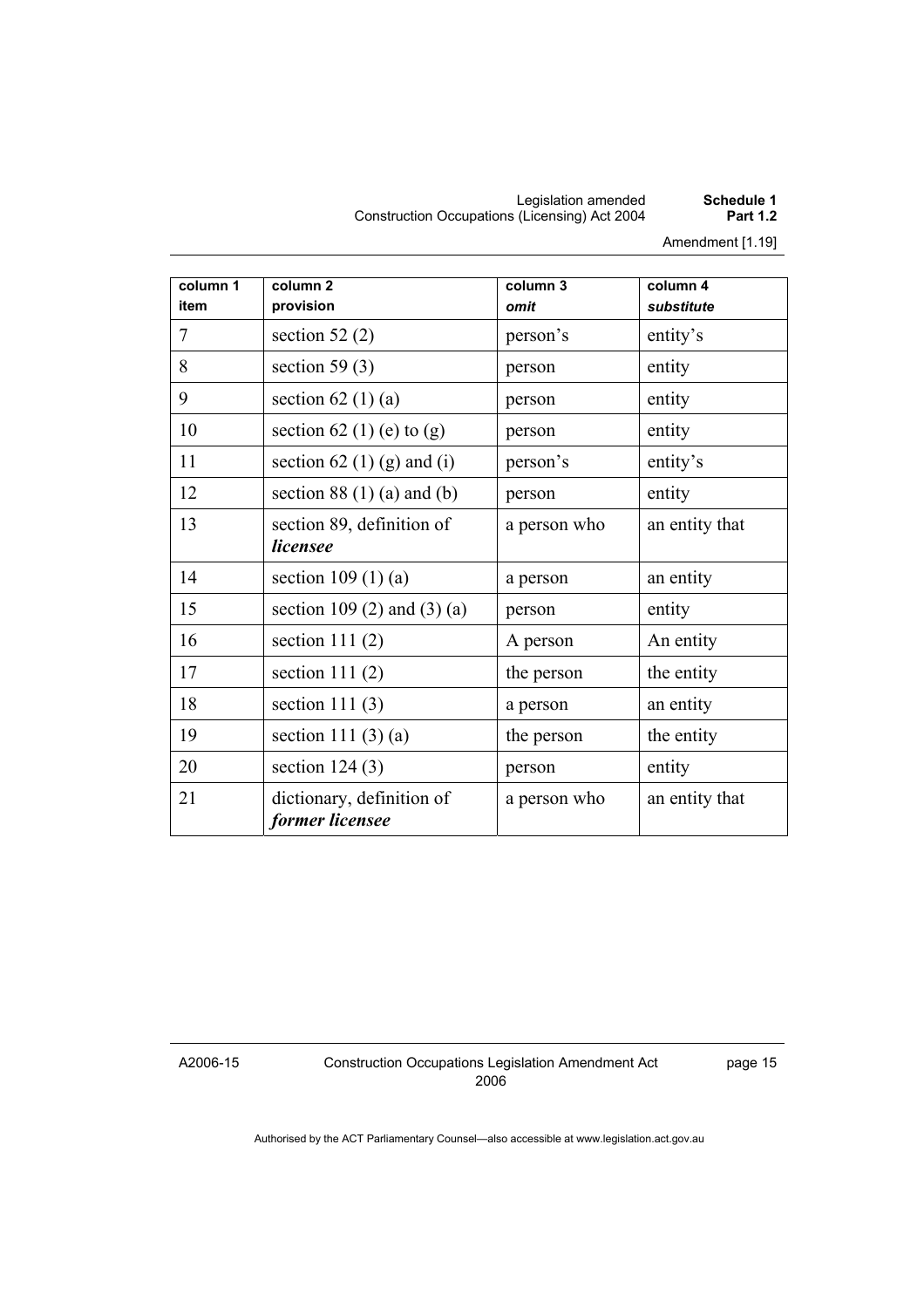| column 1<br>item | column 2<br>provision | column 3<br>*omit* | column 4<br>*substitute* |
|---|---|---|---|
| 7 | section 52 (2) | person's | entity's |
| 8 | section 59 (3) | person | entity |
| 9 | section 62 (1) (a) | person | entity |
| 10 | section 62 (1) (e) to (g) | person | entity |
| 11 | section 62 (1) (g) and (i) | person's | entity's |
| 12 | section 88 (1) (a) and (b) | person | entity |
| 13 | section 89, definition of ***licensee*** | a person who | an entity that |
| 14 | section 109 (1) (a) | a person | an entity |
| 15 | section 109 (2) and (3) (a) | person | entity |
| 16 | section 111 (2) | A person | An entity |
| 17 | section 111 (2) | the person | the entity |
| 18 | section 111 (3) | a person | an entity |
| 19 | section 111 (3) (a) | the person | the entity |
| 20 | section 124 (3) | person | entity |
| 21 | dictionary, definition of ***former licensee*** | a person who | an entity that |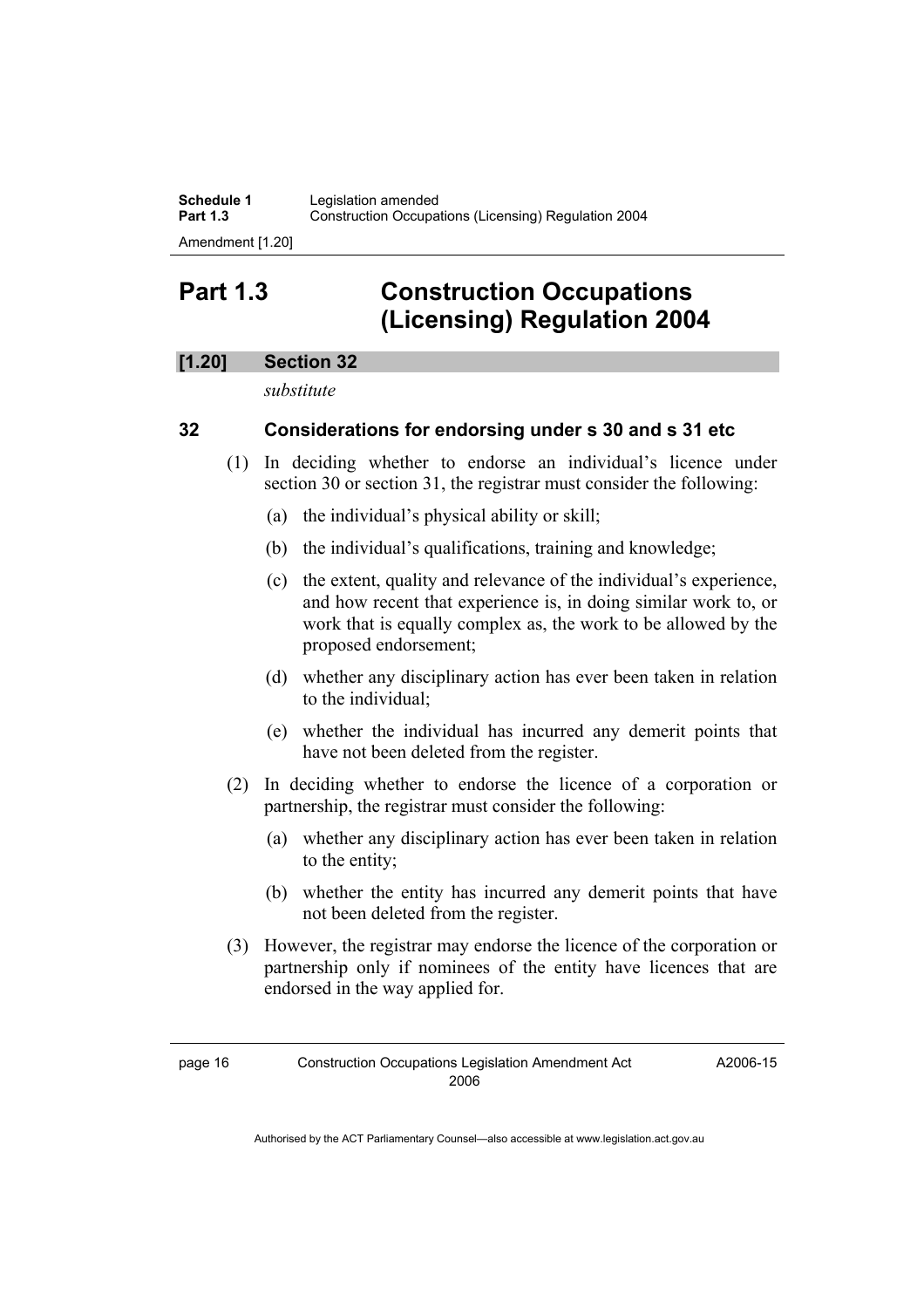# Part 1.3 Construction Occupations (Licensing) Regulation 2004

## [1.20] Section 32

*substitute*

### 32 Considerations for endorsing under s 30 and s 31 etc

(1) In deciding whether to endorse an individual's licence under section 30 or section 31, the registrar must consider the following:

(a) the individual's physical ability or skill;

(b) the individual's qualifications, training and knowledge;

(c) the extent, quality and relevance of the individual's experience, and how recent that experience is, in doing similar work to, or work that is equally complex as, the work to be allowed by the proposed endorsement;

(d) whether any disciplinary action has ever been taken in relation to the individual;

(e) whether the individual has incurred any demerit points that have not been deleted from the register.

(2) In deciding whether to endorse the licence of a corporation or partnership, the registrar must consider the following:

(a) whether any disciplinary action has ever been taken in relation to the entity;

(b) whether the entity has incurred any demerit points that have not been deleted from the register.

(3) However, the registrar may endorse the licence of the corporation or partnership only if nominees of the entity have licences that are endorsed in the way applied for.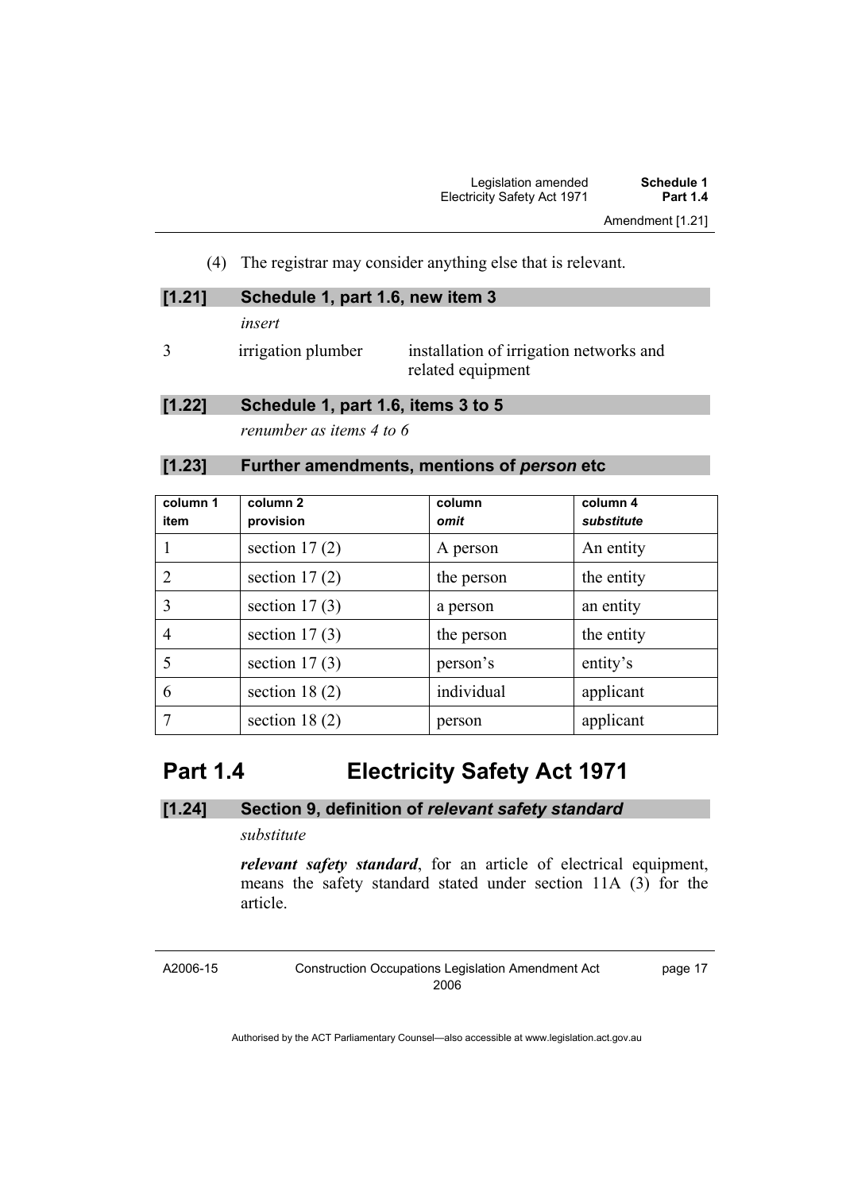(4) The registrar may consider anything else that is relevant.

### [1.21] Schedule 1, part 1.6, new item 3

*insert*

3 irrigation plumber installation of irrigation networks and related equipment

### [1.22] Schedule 1, part 1.6, items 3 to 5

*renumber as items 4 to 6*

### [1.23] Further amendments, mentions of *person* etc

| column 1 item | column 2 provision | column *omit* | column 4 *substitute* |
|---|---|---|---|
| 1 | section 17 (2) | A person | An entity |
| 2 | section 17 (2) | the person | the entity |
| 3 | section 17 (3) | a person | an entity |
| 4 | section 17 (3) | the person | the entity |
| 5 | section 17 (3) | person’s | entity’s |
| 6 | section 18 (2) | individual | applicant |
| 7 | section 18 (2) | person | applicant |

## Part 1.4 Electricity Safety Act 1971

### [1.24] Section 9, definition of *relevant safety standard*

*substitute*

***relevant safety standard***, for an article of electrical equipment, means the safety standard stated under section 11A (3) for the article.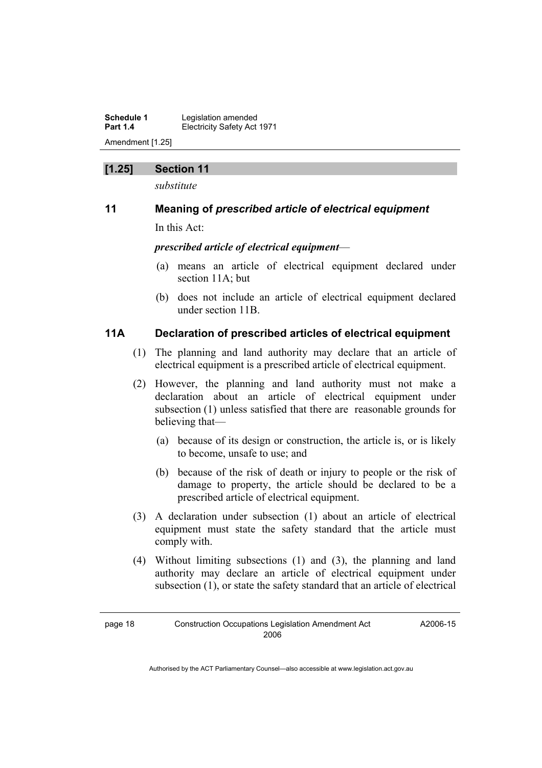## [1.25] Section 11

*substitute*

### 11 Meaning of *prescribed article of electrical equipment*

In this Act:

***prescribed article of electrical equipment***—

(a) means an article of electrical equipment declared under section 11A; but

(b) does not include an article of electrical equipment declared under section 11B.

### 11A Declaration of prescribed articles of electrical equipment

(1) The planning and land authority may declare that an article of electrical equipment is a prescribed article of electrical equipment.

(2) However, the planning and land authority must not make a declaration about an article of electrical equipment under subsection (1) unless satisfied that there are reasonable grounds for believing that—

(a) because of its design or construction, the article is, or is likely to become, unsafe to use; and

(b) because of the risk of death or injury to people or the risk of damage to property, the article should be declared to be a prescribed article of electrical equipment.

(3) A declaration under subsection (1) about an article of electrical equipment must state the safety standard that the article must comply with.

(4) Without limiting subsections (1) and (3), the planning and land authority may declare an article of electrical equipment under subsection (1), or state the safety standard that an article of electrical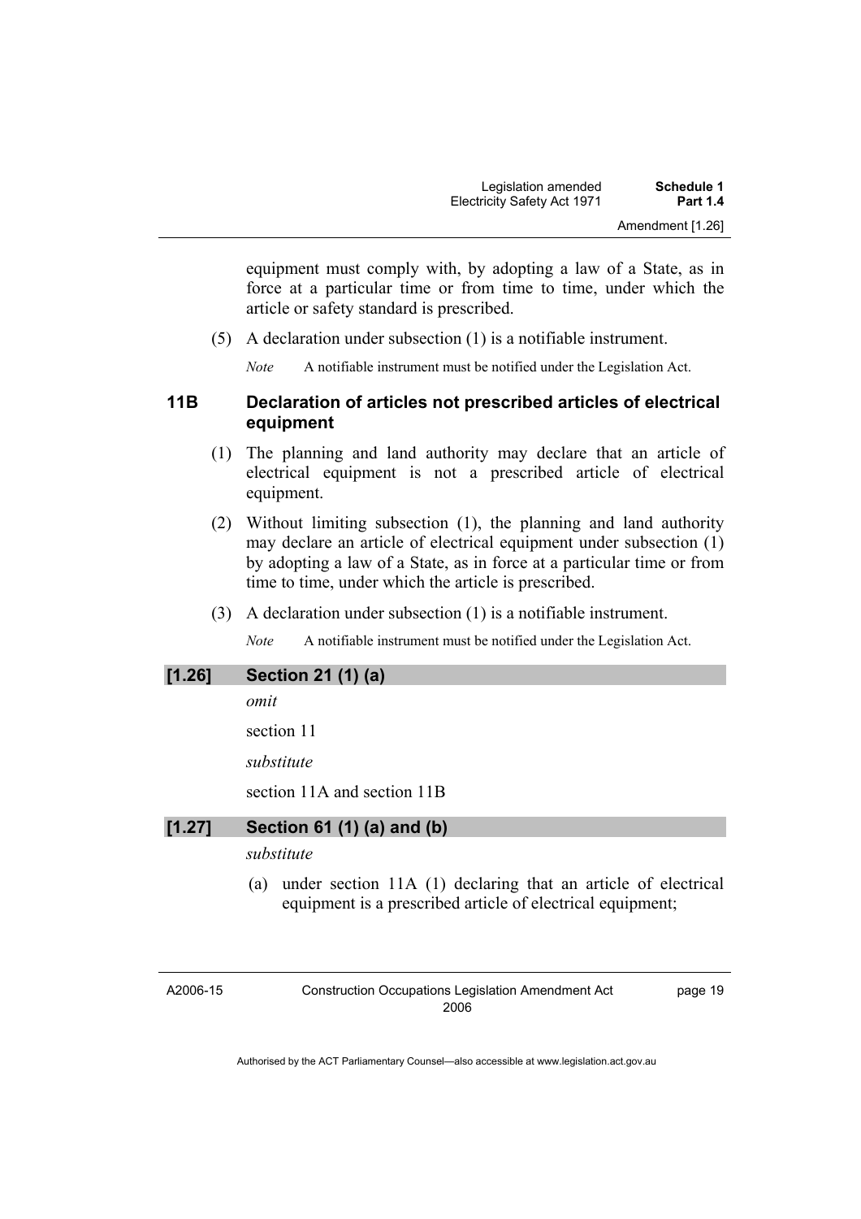equipment must comply with, by adopting a law of a State, as in force at a particular time or from time to time, under which the article or safety standard is prescribed.

(5) A declaration under subsection (1) is a notifiable instrument.

*Note* A notifiable instrument must be notified under the Legislation Act.

### 11B Declaration of articles not prescribed articles of electrical equipment

(1) The planning and land authority may declare that an article of electrical equipment is not a prescribed article of electrical equipment.

(2) Without limiting subsection (1), the planning and land authority may declare an article of electrical equipment under subsection (1) by adopting a law of a State, as in force at a particular time or from time to time, under which the article is prescribed.

(3) A declaration under subsection (1) is a notifiable instrument.

*Note* A notifiable instrument must be notified under the Legislation Act.

## [1.26] Section 21 (1) (a)

*omit*

section 11

*substitute*

section 11A and section 11B

## [1.27] Section 61 (1) (a) and (b)

*substitute*

(a) under section 11A (1) declaring that an article of electrical equipment is a prescribed article of electrical equipment;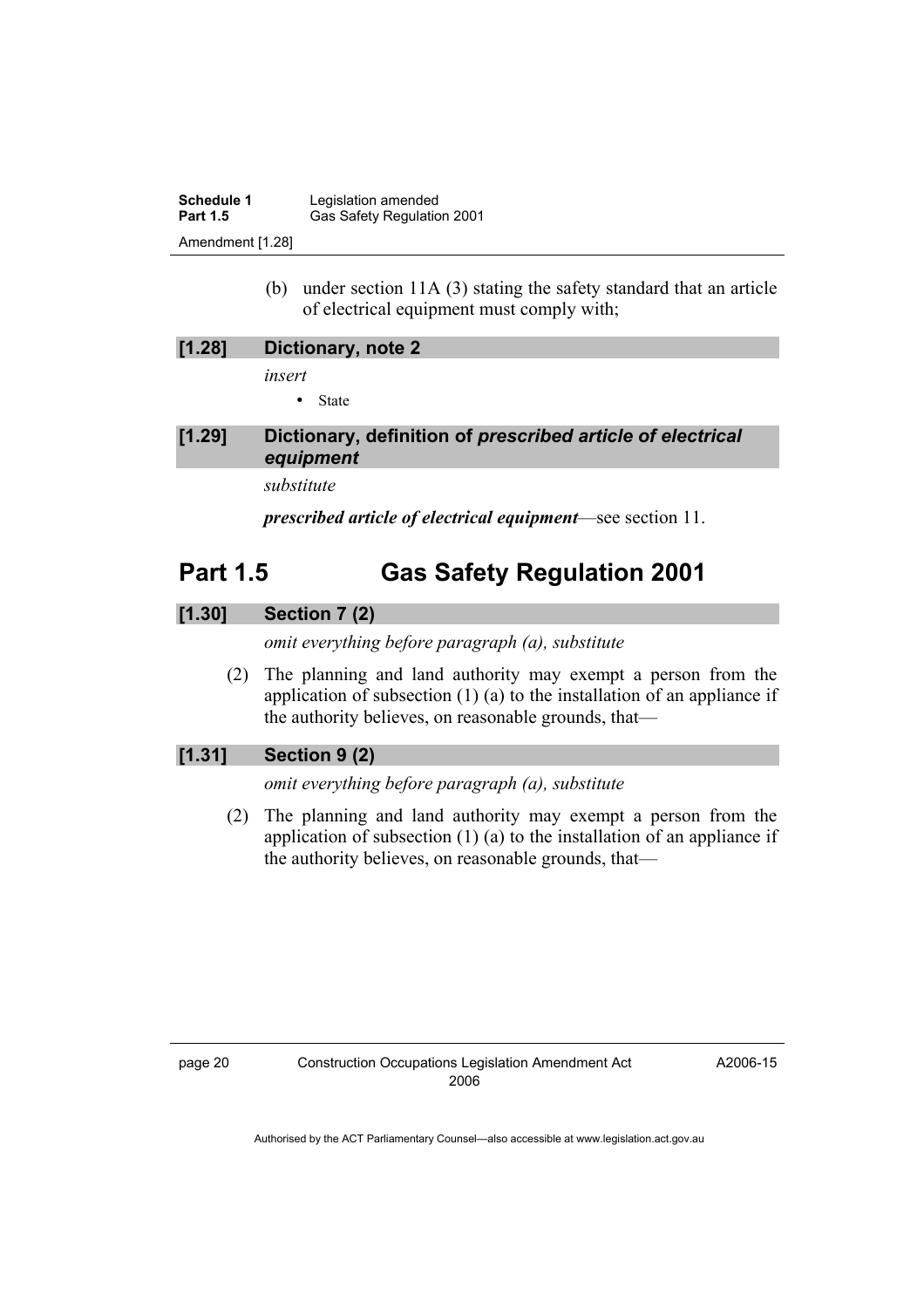(b) under section 11A (3) stating the safety standard that an article of electrical equipment must comply with;

### [1.28] Dictionary, note 2

*insert*

- State

### [1.29] Dictionary, definition of *prescribed article of electrical equipment*

*substitute*

***prescribed article of electrical equipment***—see section 11.

## Part 1.5 Gas Safety Regulation 2001

### [1.30] Section 7 (2)

*omit everything before paragraph (a), substitute*

(2) The planning and land authority may exempt a person from the application of subsection (1) (a) to the installation of an appliance if the authority believes, on reasonable grounds, that—

### [1.31] Section 9 (2)

*omit everything before paragraph (a), substitute*

(2) The planning and land authority may exempt a person from the application of subsection (1) (a) to the installation of an appliance if the authority believes, on reasonable grounds, that—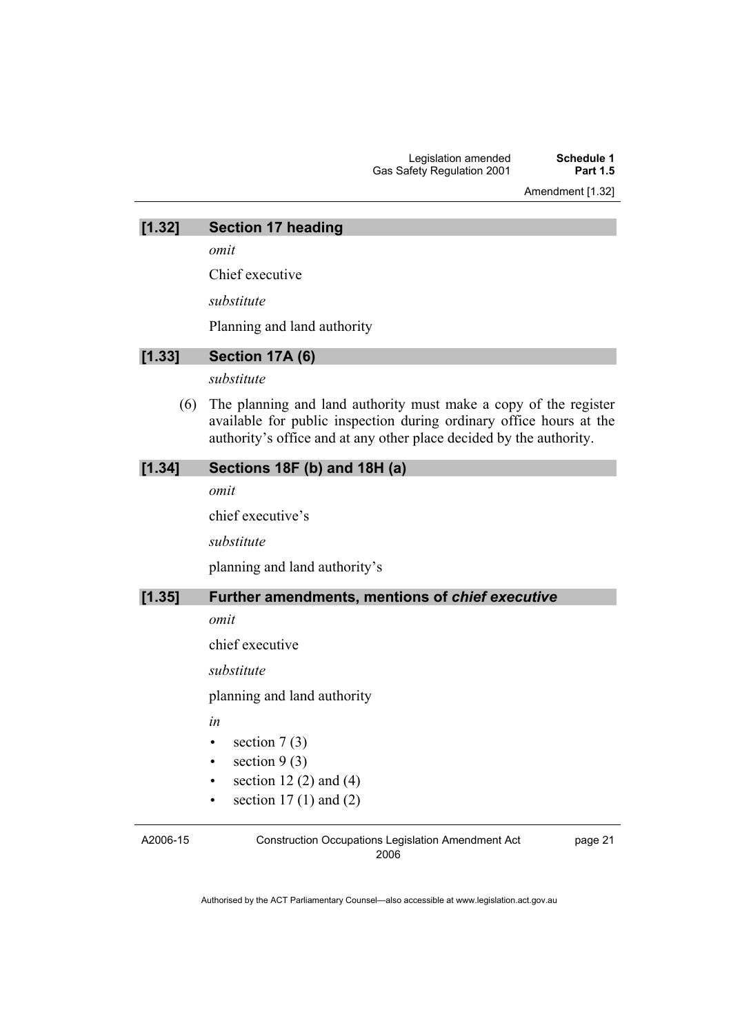## [1.32] Section 17 heading

*omit*

Chief executive

*substitute*

Planning and land authority

## [1.33] Section 17A (6)

*substitute*

(6) The planning and land authority must make a copy of the register available for public inspection during ordinary office hours at the authority's office and at any other place decided by the authority.

## [1.34] Sections 18F (b) and 18H (a)

*omit*

chief executive's

*substitute*

planning and land authority's

## [1.35] Further amendments, mentions of *chief executive*

*omit*

chief executive

*substitute*

planning and land authority

*in*

- section 7 (3)
- section 9 (3)
- section 12 (2) and (4)
- section 17 (1) and (2)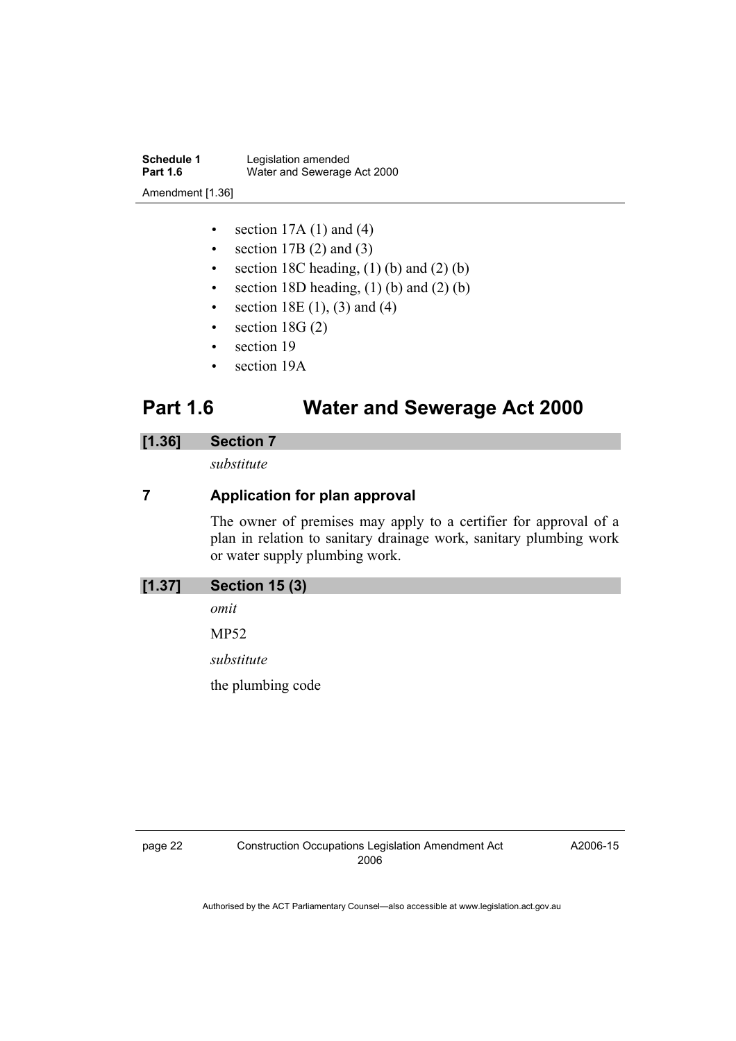- section 17A (1) and (4)
- section 17B (2) and (3)
- section 18C heading, (1) (b) and (2) (b)
- section 18D heading, (1) (b) and (2) (b)
- section 18E (1), (3) and (4)
- section 18G (2)
- section 19
- section 19A

# Part 1.6 Water and Sewerage Act 2000

### [1.36] Section 7

*substitute*

### 7 Application for plan approval

The owner of premises may apply to a certifier for approval of a plan in relation to sanitary drainage work, sanitary plumbing work or water supply plumbing work.

### [1.37] Section 15 (3)

*omit*

MP52

*substitute*

the plumbing code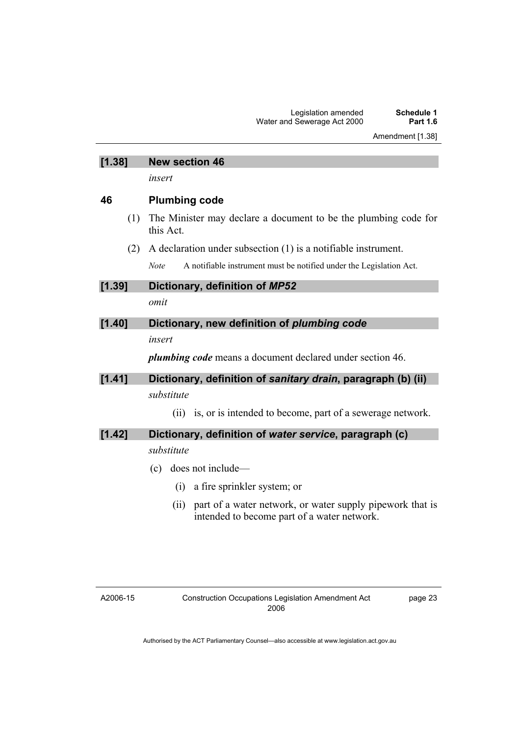### [1.38] New section 46

*insert*

### 46 Plumbing code

(1) The Minister may declare a document to be the plumbing code for this Act.

(2) A declaration under subsection (1) is a notifiable instrument.

*Note* A notifiable instrument must be notified under the Legislation Act.

### [1.39] Dictionary, definition of *MP52*

*omit*

### [1.40] Dictionary, new definition of *plumbing code*

*insert*

***plumbing code*** means a document declared under section 46.

### [1.41] Dictionary, definition of *sanitary drain*, paragraph (b) (ii)

*substitute*

(ii) is, or is intended to become, part of a sewerage network.

### [1.42] Dictionary, definition of *water service*, paragraph (c)

*substitute*

(c) does not include—

(i) a fire sprinkler system; or

(ii) part of a water network, or water supply pipework that is intended to become part of a water network.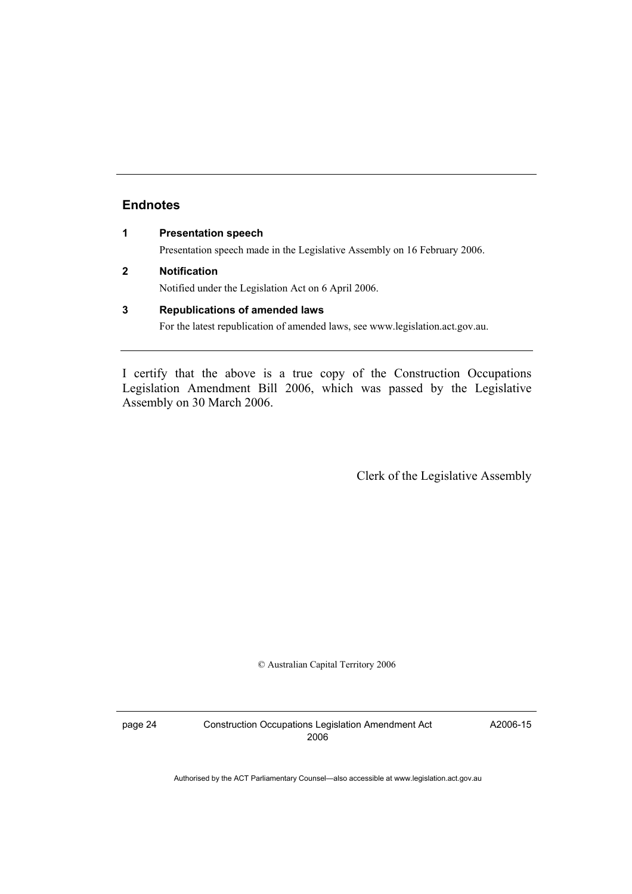## Endnotes

**1 Presentation speech**

Presentation speech made in the Legislative Assembly on 16 February 2006.

**2 Notification**

Notified under the Legislation Act on 6 April 2006.

**3 Republications of amended laws**

For the latest republication of amended laws, see www.legislation.act.gov.au.

---

I certify that the above is a true copy of the Construction Occupations Legislation Amendment Bill 2006, which was passed by the Legislative Assembly on 30 March 2006.

Clerk of the Legislative Assembly

© Australian Capital Territory 2006